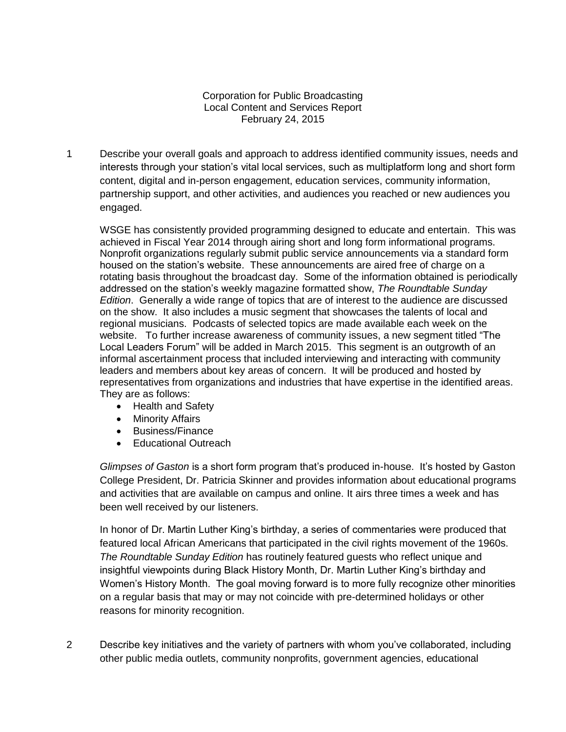Corporation for Public Broadcasting
Local Content and Services Report
February 24, 2015

1. Describe your overall goals and approach to address identified community issues, needs and interests through your station's vital local services, such as multiplatform long and short form content, digital and in-person engagement, education services, community information, partnership support, and other activities, and audiences you reached or new audiences you engaged.

   WSGE has consistently provided programming designed to educate and entertain. This was achieved in Fiscal Year 2014 through airing short and long form informational programs. Nonprofit organizations regularly submit public service announcements via a standard form housed on the station's website. These announcements are aired free of charge on a rotating basis throughout the broadcast day. Some of the information obtained is periodically addressed on the station's weekly magazine formatted show, *The Roundtable Sunday Edition*. Generally a wide range of topics that are of interest to the audience are discussed on the show. It also includes a music segment that showcases the talents of local and regional musicians. Podcasts of selected topics are made available each week on the website. To further increase awareness of community issues, a new segment titled "The Local Leaders Forum" will be added in March 2015. This segment is an outgrowth of an informal ascertainment process that included interviewing and interacting with community leaders and members about key areas of concern. It will be produced and hosted by representatives from organizations and industries that have expertise in the identified areas. They are as follows:

   - Health and Safety
   - Minority Affairs
   - Business/Finance
   - Educational Outreach

   *Glimpses of Gaston* is a short form program that's produced in-house. It's hosted by Gaston College President, Dr. Patricia Skinner and provides information about educational programs and activities that are available on campus and online. It airs three times a week and has been well received by our listeners.

   In honor of Dr. Martin Luther King's birthday, a series of commentaries were produced that featured local African Americans that participated in the civil rights movement of the 1960s. *The Roundtable Sunday Edition* has routinely featured guests who reflect unique and insightful viewpoints during Black History Month, Dr. Martin Luther King's birthday and Women's History Month. The goal moving forward is to more fully recognize other minorities on a regular basis that may or may not coincide with pre-determined holidays or other reasons for minority recognition.

2. Describe key initiatives and the variety of partners with whom you've collaborated, including other public media outlets, community nonprofits, government agencies, educational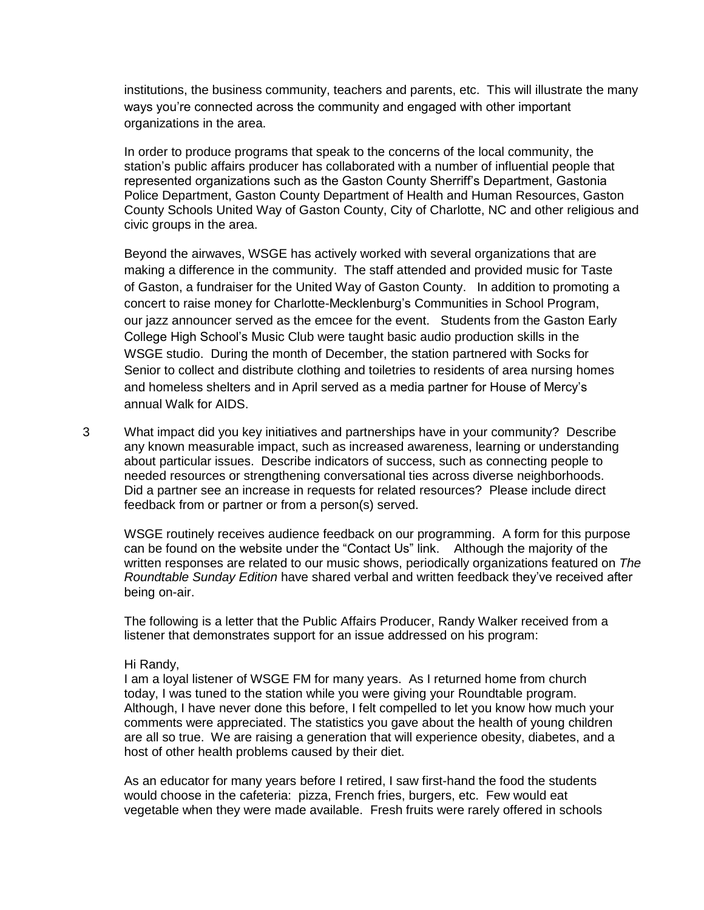institutions, the business community, teachers and parents, etc. This will illustrate the many ways you're connected across the community and engaged with other important organizations in the area.

In order to produce programs that speak to the concerns of the local community, the station's public affairs producer has collaborated with a number of influential people that represented organizations such as the Gaston County Sherriff's Department, Gastonia Police Department, Gaston County Department of Health and Human Resources, Gaston County Schools United Way of Gaston County, City of Charlotte, NC and other religious and civic groups in the area.

Beyond the airwaves, WSGE has actively worked with several organizations that are making a difference in the community. The staff attended and provided music for Taste of Gaston, a fundraiser for the United Way of Gaston County. In addition to promoting a concert to raise money for Charlotte-Mecklenburg's Communities in School Program, our jazz announcer served as the emcee for the event. Students from the Gaston Early College High School's Music Club were taught basic audio production skills in the WSGE studio. During the month of December, the station partnered with Socks for Senior to collect and distribute clothing and toiletries to residents of area nursing homes and homeless shelters and in April served as a media partner for House of Mercy's annual Walk for AIDS.

3 What impact did you key initiatives and partnerships have in your community? Describe any known measurable impact, such as increased awareness, learning or understanding about particular issues. Describe indicators of success, such as connecting people to needed resources or strengthening conversational ties across diverse neighborhoods. Did a partner see an increase in requests for related resources? Please include direct feedback from or partner or from a person(s) served.

WSGE routinely receives audience feedback on our programming. A form for this purpose can be found on the website under the "Contact Us" link. Although the majority of the written responses are related to our music shows, periodically organizations featured on *The Roundtable Sunday Edition* have shared verbal and written feedback they've received after being on-air.

The following is a letter that the Public Affairs Producer, Randy Walker received from a listener that demonstrates support for an issue addressed on his program:

Hi Randy,
I am a loyal listener of WSGE FM for many years. As I returned home from church today, I was tuned to the station while you were giving your Roundtable program. Although, I have never done this before, I felt compelled to let you know how much your comments were appreciated. The statistics you gave about the health of young children are all so true. We are raising a generation that will experience obesity, diabetes, and a host of other health problems caused by their diet.

As an educator for many years before I retired, I saw first-hand the food the students would choose in the cafeteria: pizza, French fries, burgers, etc. Few would eat vegetable when they were made available. Fresh fruits were rarely offered in schools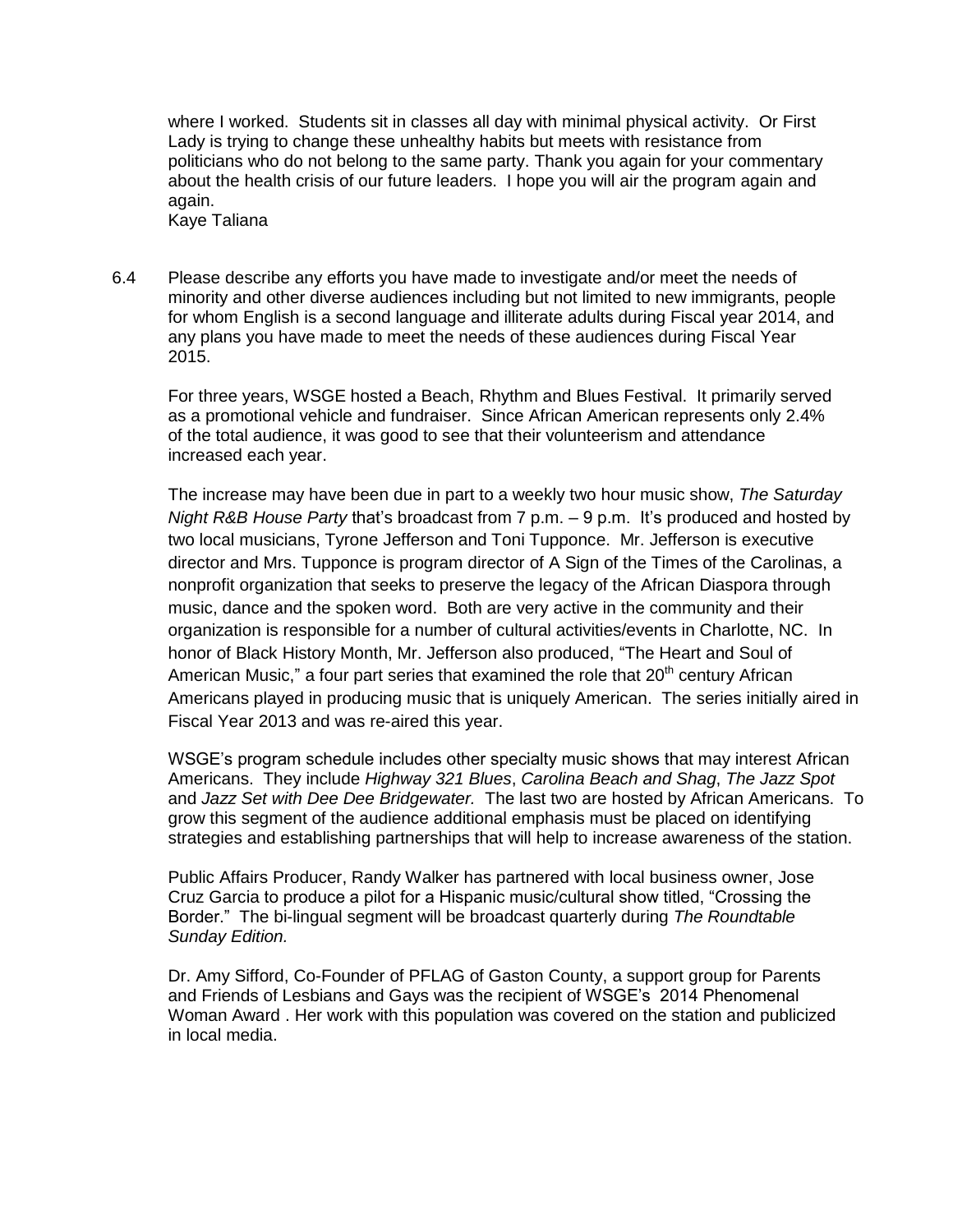where I worked. Students sit in classes all day with minimal physical activity. Or First Lady is trying to change these unhealthy habits but meets with resistance from politicians who do not belong to the same party. Thank you again for your commentary about the health crisis of our future leaders. I hope you will air the program again and again.
Kaye Taliana

6.4 Please describe any efforts you have made to investigate and/or meet the needs of minority and other diverse audiences including but not limited to new immigrants, people for whom English is a second language and illiterate adults during Fiscal year 2014, and any plans you have made to meet the needs of these audiences during Fiscal Year 2015.

For three years, WSGE hosted a Beach, Rhythm and Blues Festival. It primarily served as a promotional vehicle and fundraiser. Since African American represents only 2.4% of the total audience, it was good to see that their volunteerism and attendance increased each year.

The increase may have been due in part to a weekly two hour music show, *The Saturday Night R&B House Party* that's broadcast from 7 p.m. – 9 p.m. It's produced and hosted by two local musicians, Tyrone Jefferson and Toni Tupponce. Mr. Jefferson is executive director and Mrs. Tupponce is program director of A Sign of the Times of the Carolinas, a nonprofit organization that seeks to preserve the legacy of the African Diaspora through music, dance and the spoken word. Both are very active in the community and their organization is responsible for a number of cultural activities/events in Charlotte, NC. In honor of Black History Month, Mr. Jefferson also produced, "The Heart and Soul of American Music," a four part series that examined the role that 20th century African Americans played in producing music that is uniquely American. The series initially aired in Fiscal Year 2013 and was re-aired this year.

WSGE's program schedule includes other specialty music shows that may interest African Americans. They include *Highway 321 Blues*, *Carolina Beach and Shag*, *The Jazz Spot* and *Jazz Set with Dee Dee Bridgewater.* The last two are hosted by African Americans. To grow this segment of the audience additional emphasis must be placed on identifying strategies and establishing partnerships that will help to increase awareness of the station.

Public Affairs Producer, Randy Walker has partnered with local business owner, Jose Cruz Garcia to produce a pilot for a Hispanic music/cultural show titled, "Crossing the Border." The bi-lingual segment will be broadcast quarterly during *The Roundtable Sunday Edition.*

Dr. Amy Sifford, Co-Founder of PFLAG of Gaston County, a support group for Parents and Friends of Lesbians and Gays was the recipient of WSGE's 2014 Phenomenal Woman Award . Her work with this population was covered on the station and publicized in local media.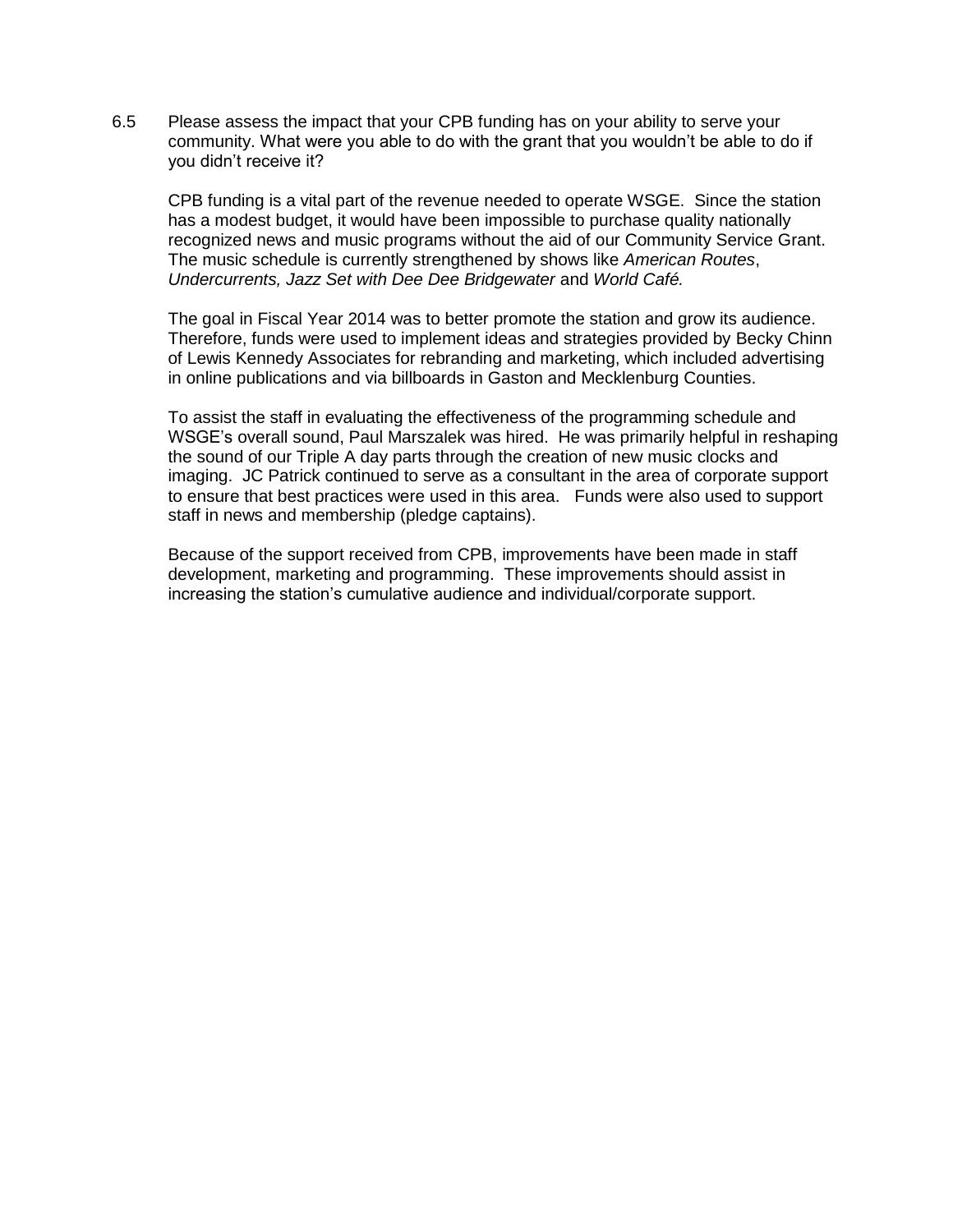6.5 Please assess the impact that your CPB funding has on your ability to serve your community. What were you able to do with the grant that you wouldn't be able to do if you didn't receive it?

CPB funding is a vital part of the revenue needed to operate WSGE. Since the station has a modest budget, it would have been impossible to purchase quality nationally recognized news and music programs without the aid of our Community Service Grant. The music schedule is currently strengthened by shows like *American Routes*, *Undercurrents, Jazz Set with Dee Dee Bridgewater* and *World Café.*

The goal in Fiscal Year 2014 was to better promote the station and grow its audience. Therefore, funds were used to implement ideas and strategies provided by Becky Chinn of Lewis Kennedy Associates for rebranding and marketing, which included advertising in online publications and via billboards in Gaston and Mecklenburg Counties.

To assist the staff in evaluating the effectiveness of the programming schedule and WSGE's overall sound, Paul Marszalek was hired. He was primarily helpful in reshaping the sound of our Triple A day parts through the creation of new music clocks and imaging. JC Patrick continued to serve as a consultant in the area of corporate support to ensure that best practices were used in this area. Funds were also used to support staff in news and membership (pledge captains).

Because of the support received from CPB, improvements have been made in staff development, marketing and programming. These improvements should assist in increasing the station's cumulative audience and individual/corporate support.